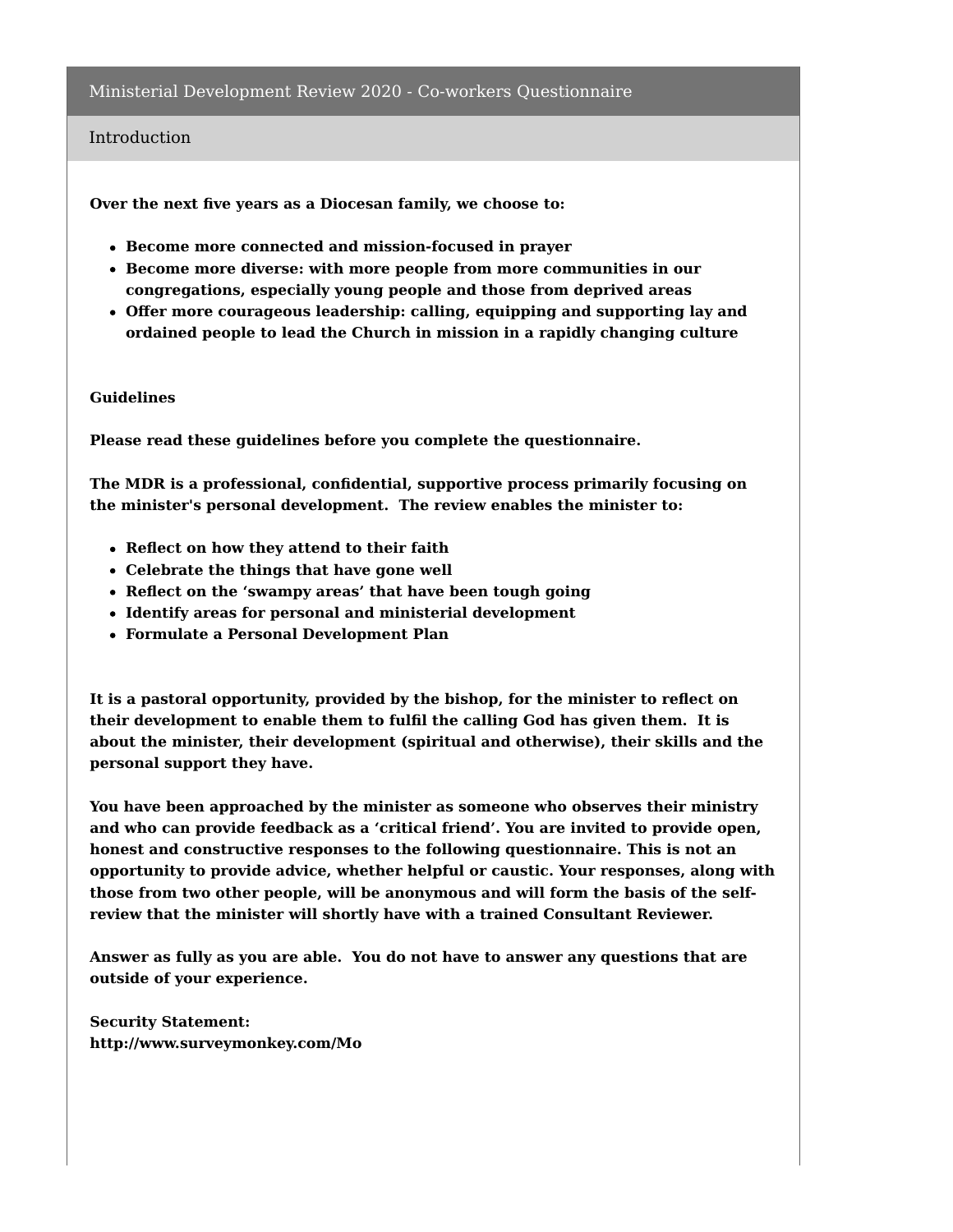# Ministerial Development Review 2020 - Co-workers Questionnaire

## Introduction

**Over the next five years as a Diocesan family, we choose to:**

- **Become more connected and mission-focused in prayer**
- **Become more diverse: with more people from more communities in our congregations, especially young people and those from deprived areas**
- **Offer more courageous leadership: calling, equipping and supporting lay and ordained people to lead the Church in mission in a rapidly changing culture**

**Guidelines**

**Please read these guidelines before you complete the questionnaire.**

**The MDR is a professional, confidential, supportive process primarily focusing on the minister's personal development. The review enables the minister to:**

- **Reflect on how they attend to their faith**
- **Celebrate the things that have gone well**
- **Reflect on the 'swampy areas' that have been tough going**
- **Identify areas for personal and ministerial development**
- **Formulate a Personal Development Plan**

**It is a pastoral opportunity, provided by the bishop, for the minister to reflect on their development to enable them to fulfil the calling God has given them. It is about the minister, their development (spiritual and otherwise), their skills and the personal support they have.**

**You have been approached by the minister as someone who observes their ministry and who can provide feedback as a 'critical friend'. You are invited to provide open, honest and constructive responses to the following questionnaire. This is not an opportunity to provide advice, whether helpful or caustic. Your responses, along with those from two other people, will be anonymous and will form the basis of the self-review that the minister will shortly have with a trained Consultant Reviewer.**

**Answer as fully as you are able. You do not have to answer any questions that are outside of your experience.**

**Security Statement:**
**http://www.surveymonkey.com/Mo**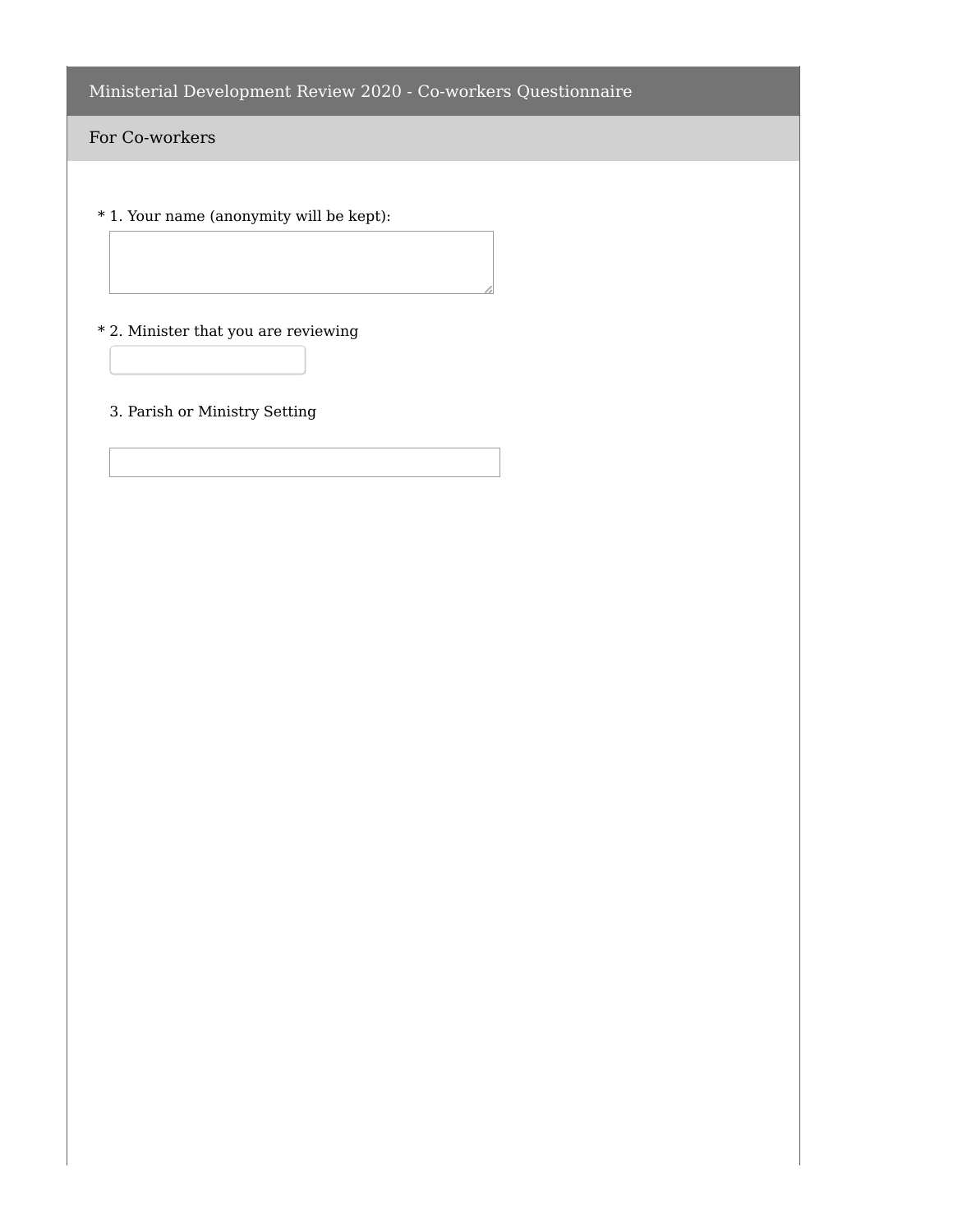## Ministerial Development Review 2020 - Co-workers Questionnaire

### For Co-workers

\* 1. Your name (anonymity will be kept):

\* 2. Minister that you are reviewing

3. Parish or Ministry Setting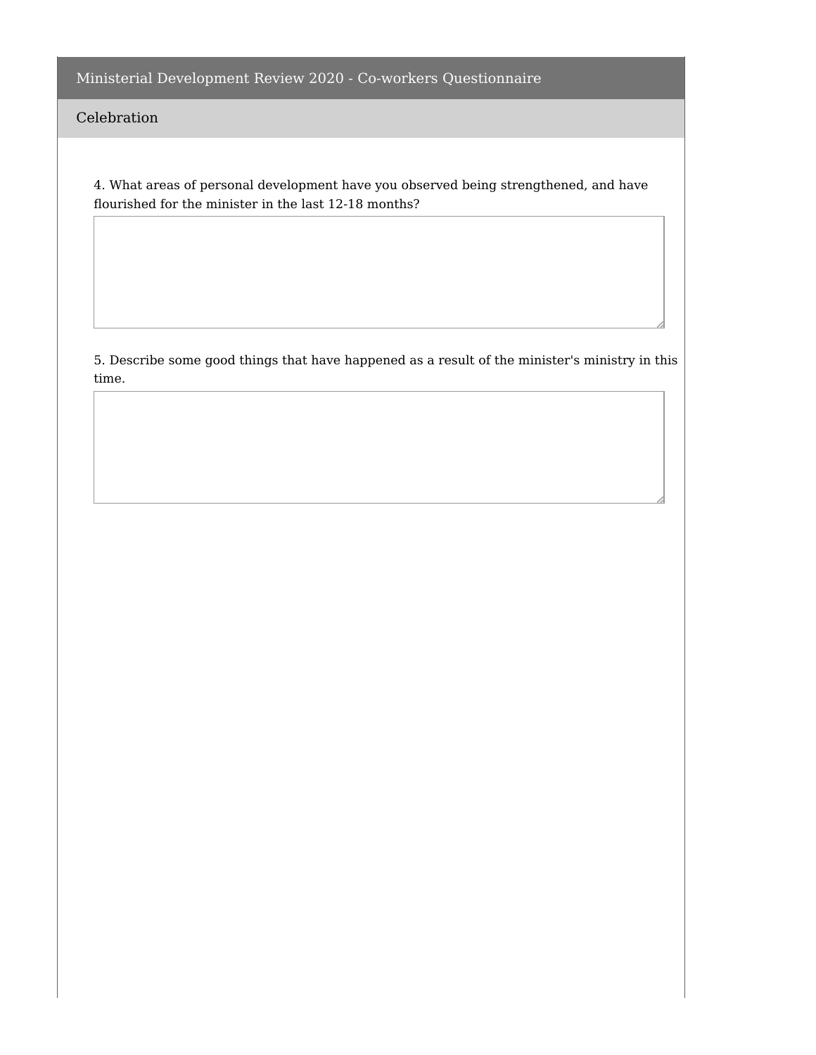# Ministerial Development Review 2020 - Co-workers Questionnaire

## Celebration

4. What areas of personal development have you observed being strengthened, and have flourished for the minister in the last 12-18 months?

5. Describe some good things that have happened as a result of the minister's ministry in this time.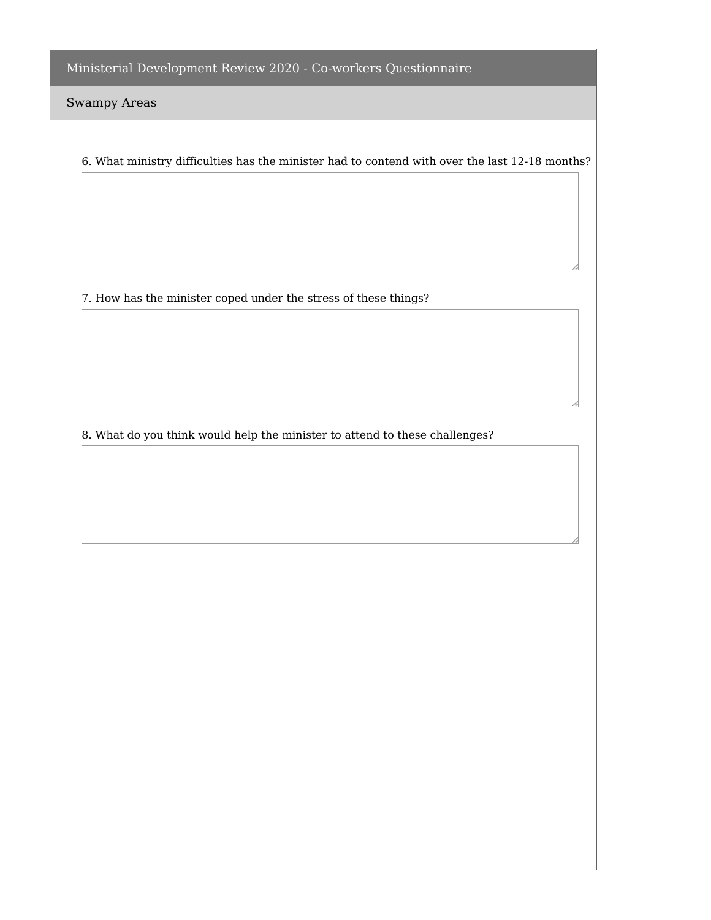## Ministerial Development Review 2020 - Co-workers Questionnaire

### Swampy Areas

6. What ministry difficulties has the minister had to contend with over the last 12-18 months?

7. How has the minister coped under the stress of these things?

8. What do you think would help the minister to attend to these challenges?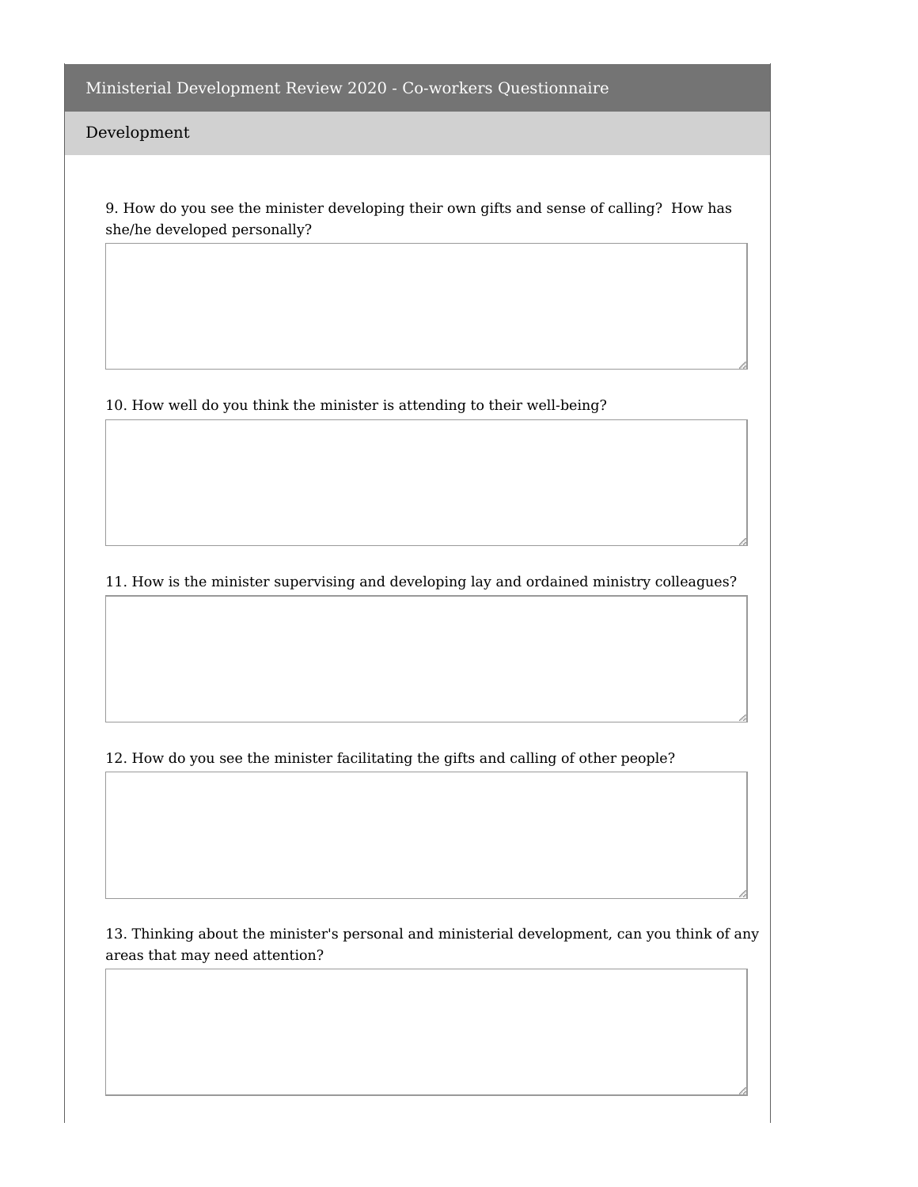## Ministerial Development Review 2020 - Co-workers Questionnaire

### Development

9. How do you see the minister developing their own gifts and sense of calling?  How has she/he developed personally?

10. How well do you think the minister is attending to their well-being?

11. How is the minister supervising and developing lay and ordained ministry colleagues?

12. How do you see the minister facilitating the gifts and calling of other people?

13. Thinking about the minister's personal and ministerial development, can you think of any areas that may need attention?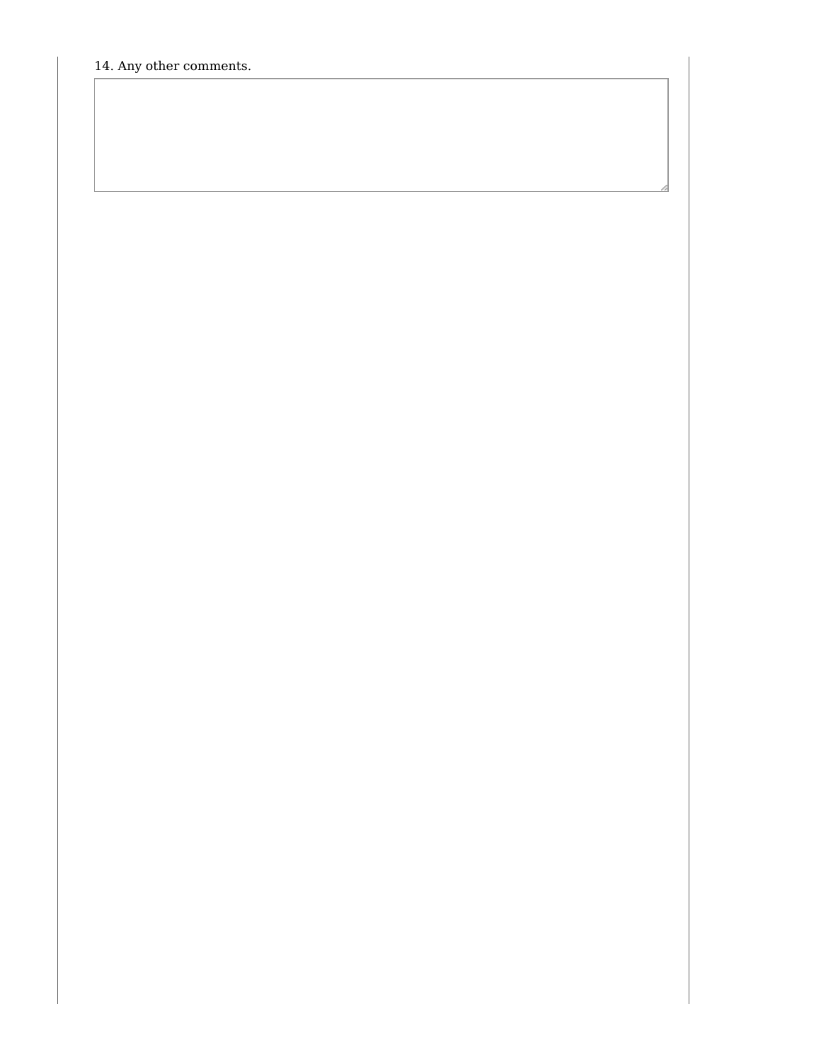14. Any other comments.